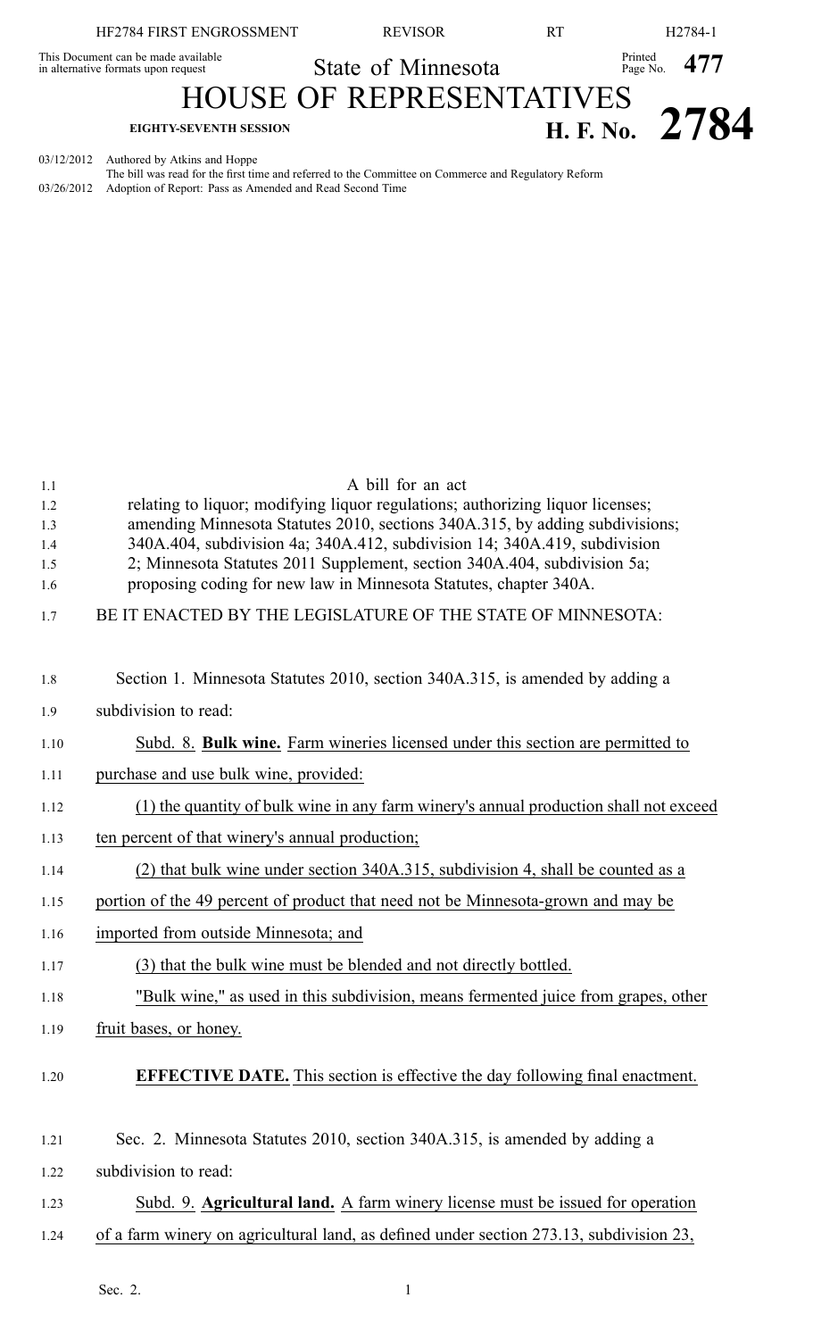HF2784 FIRST ENGROSSMENT REVISOR RT H2784-1

This Document can be made available in alternative formats upon request

State of Minnesota

# HOUSE OF REPRESENTATIVES

**EIGHTY-SEVENTH SESSION** **H. F. No. 2784**

03/12/2012 Authored by Atkins and Hoppe
The bill was read for the first time and referred to the Committee on Commerce and Regulatory Reform
03/26/2012 Adoption of Report: Pass as Amended and Read Second Time

A bill for an act
relating to liquor; modifying liquor regulations; authorizing liquor licenses; amending Minnesota Statutes 2010, sections 340A.315, by adding subdivisions; 340A.404, subdivision 4a; 340A.412, subdivision 14; 340A.419, subdivision 2; Minnesota Statutes 2011 Supplement, section 340A.404, subdivision 5a; proposing coding for new law in Minnesota Statutes, chapter 340A.

BE IT ENACTED BY THE LEGISLATURE OF THE STATE OF MINNESOTA:

Section 1. Minnesota Statutes 2010, section 340A.315, is amended by adding a subdivision to read:

Subd. 8. **Bulk wine.** Farm wineries licensed under this section are permitted to purchase and use bulk wine, provided:

(1) the quantity of bulk wine in any farm winery's annual production shall not exceed ten percent of that winery's annual production;

(2) that bulk wine under section 340A.315, subdivision 4, shall be counted as a portion of the 49 percent of product that need not be Minnesota-grown and may be imported from outside Minnesota; and

(3) that the bulk wine must be blended and not directly bottled.

"Bulk wine," as used in this subdivision, means fermented juice from grapes, other fruit bases, or honey.

**EFFECTIVE DATE.** This section is effective the day following final enactment.

Sec. 2. Minnesota Statutes 2010, section 340A.315, is amended by adding a subdivision to read:

Subd. 9. **Agricultural land.** A farm winery license must be issued for operation of a farm winery on agricultural land, as defined under section 273.13, subdivision 23,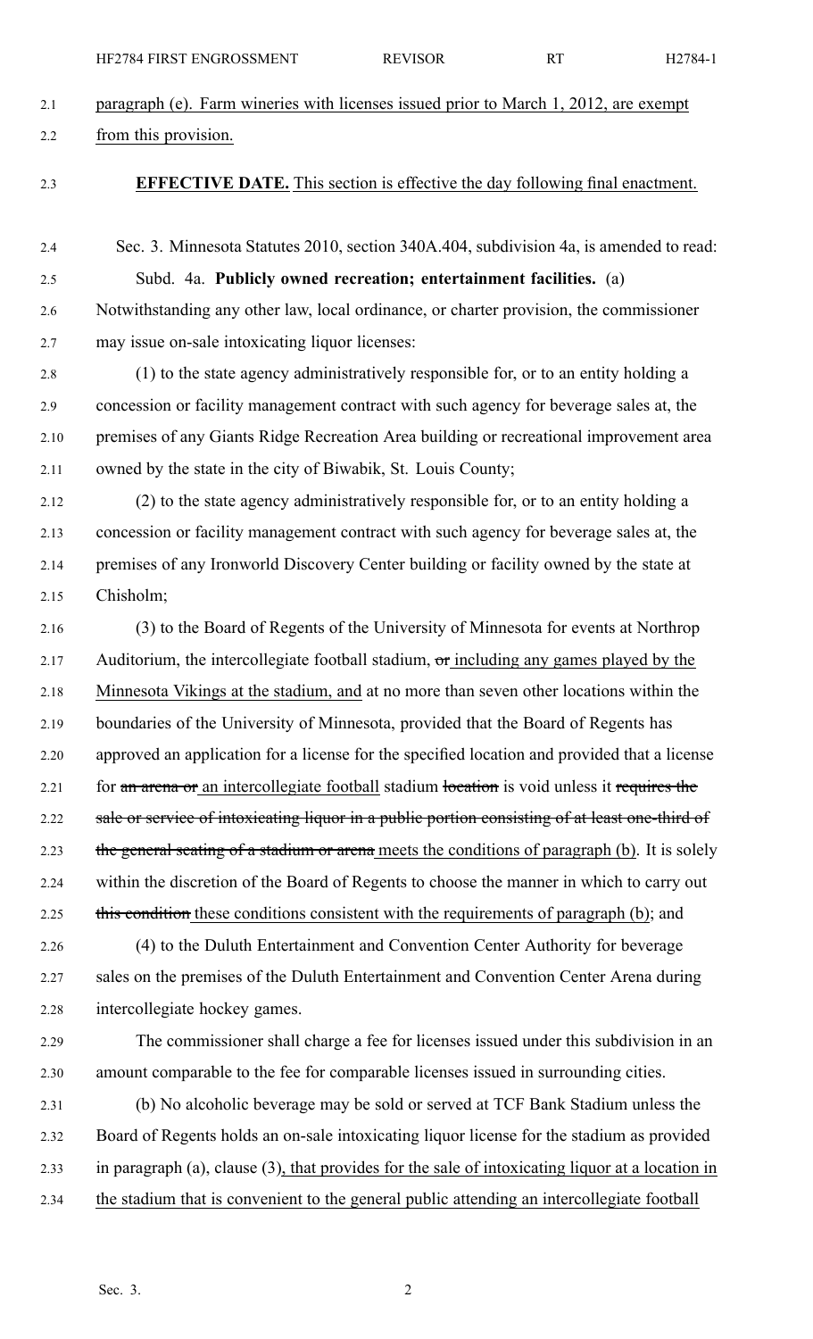paragraph (e). Farm wineries with licenses issued prior to March 1, 2012, are exempt from this provision.

**EFFECTIVE DATE.** This section is effective the day following final enactment.

Sec. 3. Minnesota Statutes 2010, section 340A.404, subdivision 4a, is amended to read:

Subd. 4a. **Publicly owned recreation; entertainment facilities.** (a) Notwithstanding any other law, local ordinance, or charter provision, the commissioner may issue on-sale intoxicating liquor licenses:

(1) to the state agency administratively responsible for, or to an entity holding a concession or facility management contract with such agency for beverage sales at, the premises of any Giants Ridge Recreation Area building or recreational improvement area owned by the state in the city of Biwabik, St. Louis County;

(2) to the state agency administratively responsible for, or to an entity holding a concession or facility management contract with such agency for beverage sales at, the premises of any Ironworld Discovery Center building or facility owned by the state at Chisholm;

(3) to the Board of Regents of the University of Minnesota for events at Northrop Auditorium, the intercollegiate football stadium, ~~or~~ including any games played by the Minnesota Vikings at the stadium, and at no more than seven other locations within the boundaries of the University of Minnesota, provided that the Board of Regents has approved an application for a license for the specified location and provided that a license for ~~an arena or~~ an intercollegiate football stadium ~~location~~ is void unless it ~~requires the sale or service of intoxicating liquor in a public portion consisting of at least one-third of the general seating of a stadium or arena~~ meets the conditions of paragraph (b). It is solely within the discretion of the Board of Regents to choose the manner in which to carry out ~~this condition~~ these conditions consistent with the requirements of paragraph (b); and

(4) to the Duluth Entertainment and Convention Center Authority for beverage sales on the premises of the Duluth Entertainment and Convention Center Arena during intercollegiate hockey games.

The commissioner shall charge a fee for licenses issued under this subdivision in an amount comparable to the fee for comparable licenses issued in surrounding cities.

(b) No alcoholic beverage may be sold or served at TCF Bank Stadium unless the Board of Regents holds an on-sale intoxicating liquor license for the stadium as provided in paragraph (a), clause (3), that provides for the sale of intoxicating liquor at a location in the stadium that is convenient to the general public attending an intercollegiate football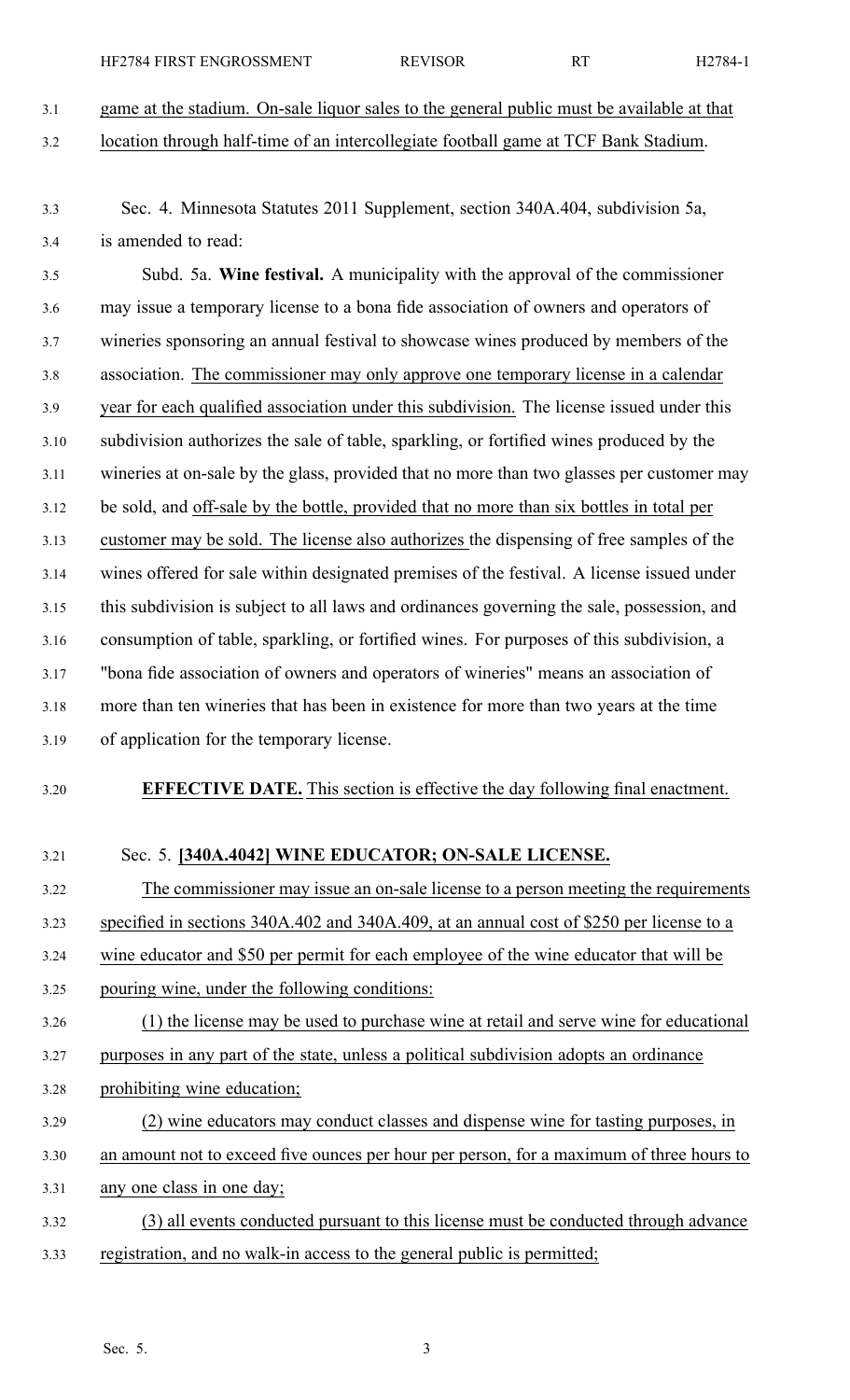game at the stadium. On-sale liquor sales to the general public must be available at that location through half-time of an intercollegiate football game at TCF Bank Stadium.

Sec. 4. Minnesota Statutes 2011 Supplement, section 340A.404, subdivision 5a, is amended to read:

Subd. 5a. **Wine festival.** A municipality with the approval of the commissioner may issue a temporary license to a bona fide association of owners and operators of wineries sponsoring an annual festival to showcase wines produced by members of the association. The commissioner may only approve one temporary license in a calendar year for each qualified association under this subdivision. The license issued under this subdivision authorizes the sale of table, sparkling, or fortified wines produced by the wineries at on-sale by the glass, provided that no more than two glasses per customer may be sold, and off-sale by the bottle, provided that no more than six bottles in total per customer may be sold. The license also authorizes the dispensing of free samples of the wines offered for sale within designated premises of the festival. A license issued under this subdivision is subject to all laws and ordinances governing the sale, possession, and consumption of table, sparkling, or fortified wines. For purposes of this subdivision, a "bona fide association of owners and operators of wineries" means an association of more than ten wineries that has been in existence for more than two years at the time of application for the temporary license.

**EFFECTIVE DATE.** This section is effective the day following final enactment.

Sec. 5. **[340A.4042] WINE EDUCATOR; ON-SALE LICENSE.**

The commissioner may issue an on-sale license to a person meeting the requirements specified in sections 340A.402 and 340A.409, at an annual cost of $250 per license to a wine educator and $50 per permit for each employee of the wine educator that will be pouring wine, under the following conditions:

(1) the license may be used to purchase wine at retail and serve wine for educational purposes in any part of the state, unless a political subdivision adopts an ordinance prohibiting wine education;

(2) wine educators may conduct classes and dispense wine for tasting purposes, in an amount not to exceed five ounces per hour per person, for a maximum of three hours to any one class in one day;

(3) all events conducted pursuant to this license must be conducted through advance registration, and no walk-in access to the general public is permitted;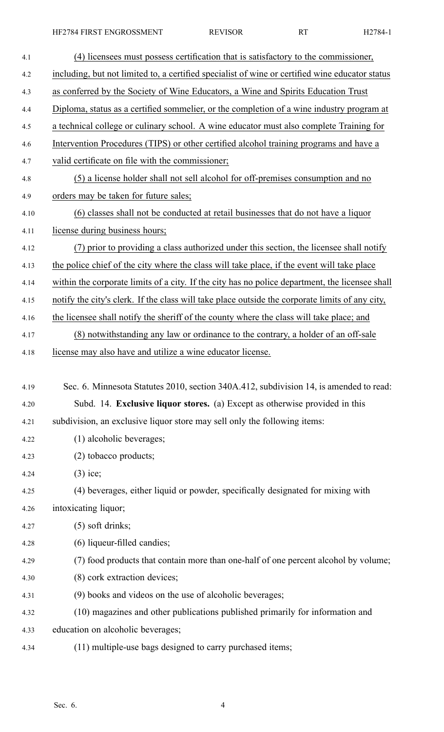(4) licensees must possess certification that is satisfactory to the commissioner, including, but not limited to, a certified specialist of wine or certified wine educator status as conferred by the Society of Wine Educators, a Wine and Spirits Education Trust Diploma, status as a certified sommelier, or the completion of a wine industry program at a technical college or culinary school. A wine educator must also complete Training for Intervention Procedures (TIPS) or other certified alcohol training programs and have a valid certificate on file with the commissioner;

(5) a license holder shall not sell alcohol for off-premises consumption and no orders may be taken for future sales;

(6) classes shall not be conducted at retail businesses that do not have a liquor license during business hours;

(7) prior to providing a class authorized under this section, the licensee shall notify the police chief of the city where the class will take place, if the event will take place within the corporate limits of a city. If the city has no police department, the licensee shall notify the city's clerk. If the class will take place outside the corporate limits of any city, the licensee shall notify the sheriff of the county where the class will take place; and

(8) notwithstanding any law or ordinance to the contrary, a holder of an off-sale license may also have and utilize a wine educator license.

Sec. 6. Minnesota Statutes 2010, section 340A.412, subdivision 14, is amended to read:

Subd. 14. **Exclusive liquor stores.** (a) Except as otherwise provided in this subdivision, an exclusive liquor store may sell only the following items:

(1) alcoholic beverages;

(2) tobacco products;

(3) ice;

(4) beverages, either liquid or powder, specifically designated for mixing with intoxicating liquor;

(5) soft drinks;

(6) liqueur-filled candies;

(7) food products that contain more than one-half of one percent alcohol by volume;

(8) cork extraction devices;

(9) books and videos on the use of alcoholic beverages;

(10) magazines and other publications published primarily for information and education on alcoholic beverages;

(11) multiple-use bags designed to carry purchased items;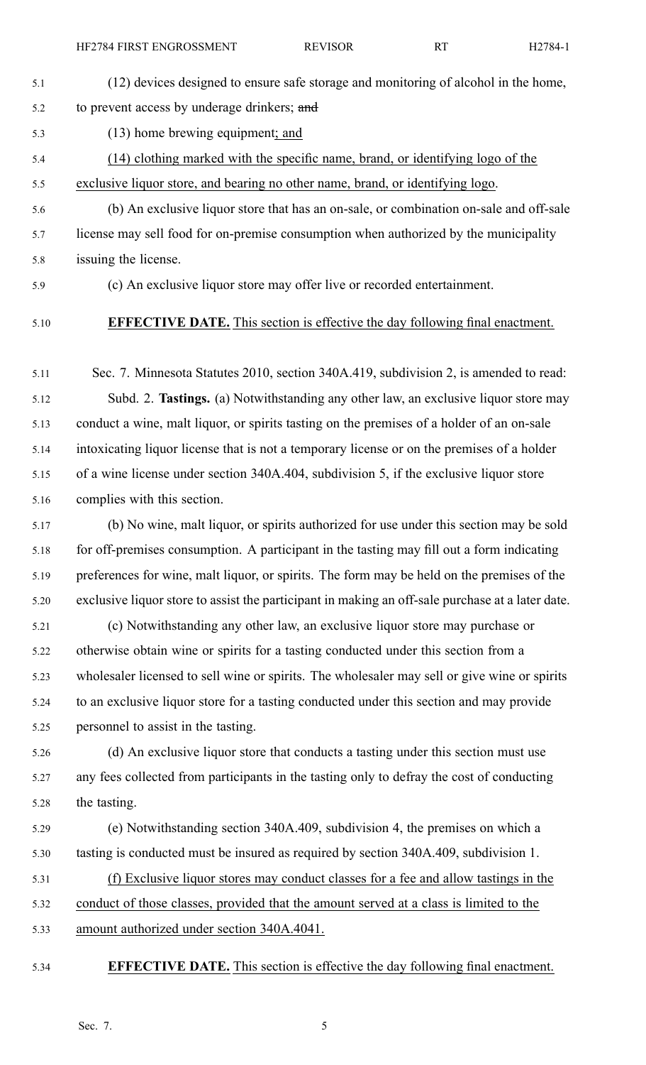(12) devices designed to ensure safe storage and monitoring of alcohol in the home, to prevent access by underage drinkers; ~~and~~

(13) home brewing equipment; and

(14) clothing marked with the specific name, brand, or identifying logo of the exclusive liquor store, and bearing no other name, brand, or identifying logo.

(b) An exclusive liquor store that has an on-sale, or combination on-sale and off-sale license may sell food for on-premise consumption when authorized by the municipality issuing the license.

(c) An exclusive liquor store may offer live or recorded entertainment.

**EFFECTIVE DATE.** This section is effective the day following final enactment.

Sec. 7. Minnesota Statutes 2010, section 340A.419, subdivision 2, is amended to read:

Subd. 2. **Tastings.** (a) Notwithstanding any other law, an exclusive liquor store may conduct a wine, malt liquor, or spirits tasting on the premises of a holder of an on-sale intoxicating liquor license that is not a temporary license or on the premises of a holder of a wine license under section 340A.404, subdivision 5, if the exclusive liquor store complies with this section.

(b) No wine, malt liquor, or spirits authorized for use under this section may be sold for off-premises consumption. A participant in the tasting may fill out a form indicating preferences for wine, malt liquor, or spirits. The form may be held on the premises of the exclusive liquor store to assist the participant in making an off-sale purchase at a later date.

(c) Notwithstanding any other law, an exclusive liquor store may purchase or otherwise obtain wine or spirits for a tasting conducted under this section from a wholesaler licensed to sell wine or spirits. The wholesaler may sell or give wine or spirits to an exclusive liquor store for a tasting conducted under this section and may provide personnel to assist in the tasting.

(d) An exclusive liquor store that conducts a tasting under this section must use any fees collected from participants in the tasting only to defray the cost of conducting the tasting.

(e) Notwithstanding section 340A.409, subdivision 4, the premises on which a tasting is conducted must be insured as required by section 340A.409, subdivision 1.

(f) Exclusive liquor stores may conduct classes for a fee and allow tastings in the conduct of those classes, provided that the amount served at a class is limited to the amount authorized under section 340A.4041.

**EFFECTIVE DATE.** This section is effective the day following final enactment.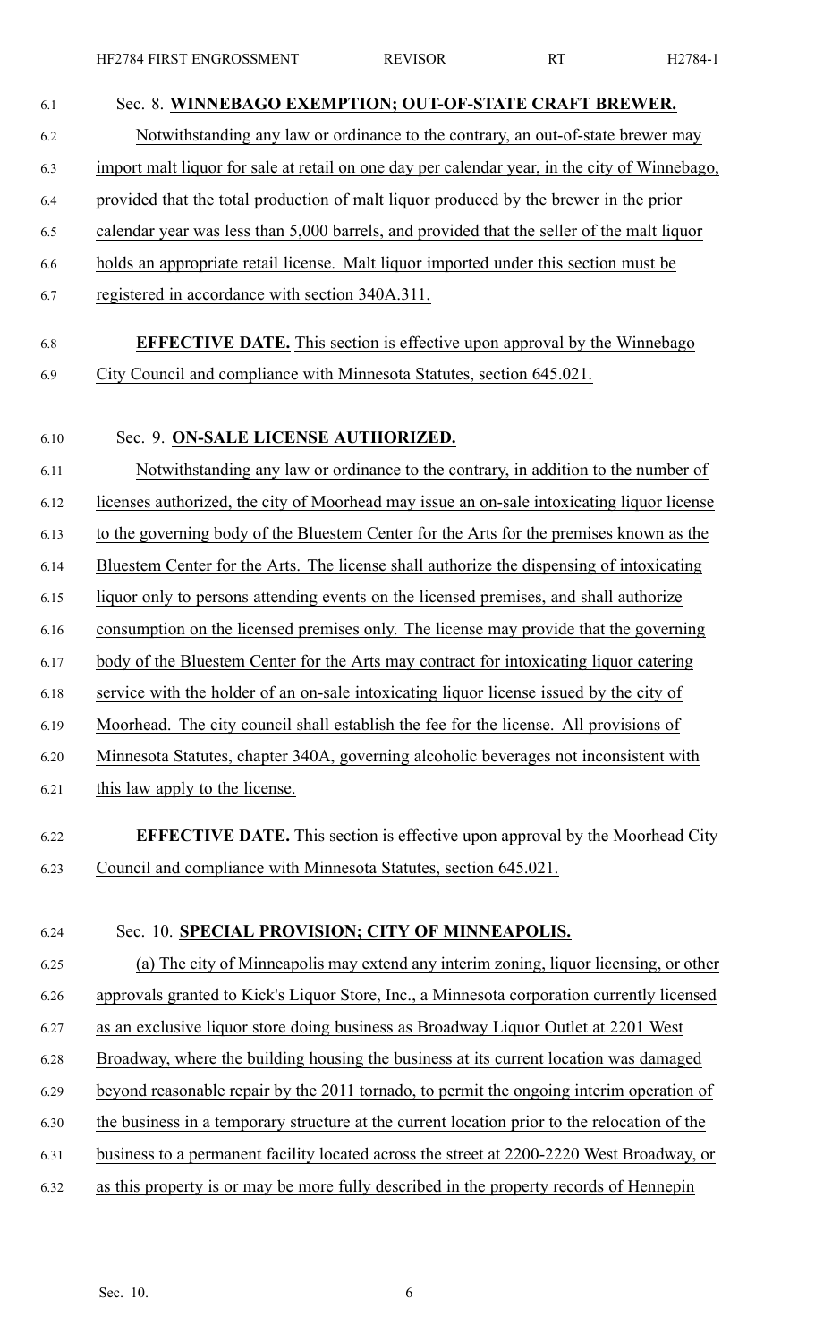Sec. 8. **WINNEBAGO EXEMPTION; OUT-OF-STATE CRAFT BREWER.**

Notwithstanding any law or ordinance to the contrary, an out-of-state brewer may import malt liquor for sale at retail on one day per calendar year, in the city of Winnebago, provided that the total production of malt liquor produced by the brewer in the prior calendar year was less than 5,000 barrels, and provided that the seller of the malt liquor holds an appropriate retail license. Malt liquor imported under this section must be registered in accordance with section 340A.311.

**EFFECTIVE DATE.** This section is effective upon approval by the Winnebago City Council and compliance with Minnesota Statutes, section 645.021.

Sec. 9. **ON-SALE LICENSE AUTHORIZED.**

Notwithstanding any law or ordinance to the contrary, in addition to the number of licenses authorized, the city of Moorhead may issue an on-sale intoxicating liquor license to the governing body of the Bluestem Center for the Arts for the premises known as the Bluestem Center for the Arts. The license shall authorize the dispensing of intoxicating liquor only to persons attending events on the licensed premises, and shall authorize consumption on the licensed premises only. The license may provide that the governing body of the Bluestem Center for the Arts may contract for intoxicating liquor catering service with the holder of an on-sale intoxicating liquor license issued by the city of Moorhead. The city council shall establish the fee for the license. All provisions of Minnesota Statutes, chapter 340A, governing alcoholic beverages not inconsistent with this law apply to the license.

**EFFECTIVE DATE.** This section is effective upon approval by the Moorhead City Council and compliance with Minnesota Statutes, section 645.021.

Sec. 10. **SPECIAL PROVISION; CITY OF MINNEAPOLIS.**

(a) The city of Minneapolis may extend any interim zoning, liquor licensing, or other approvals granted to Kick's Liquor Store, Inc., a Minnesota corporation currently licensed as an exclusive liquor store doing business as Broadway Liquor Outlet at 2201 West Broadway, where the building housing the business at its current location was damaged beyond reasonable repair by the 2011 tornado, to permit the ongoing interim operation of the business in a temporary structure at the current location prior to the relocation of the business to a permanent facility located across the street at 2200-2220 West Broadway, or as this property is or may be more fully described in the property records of Hennepin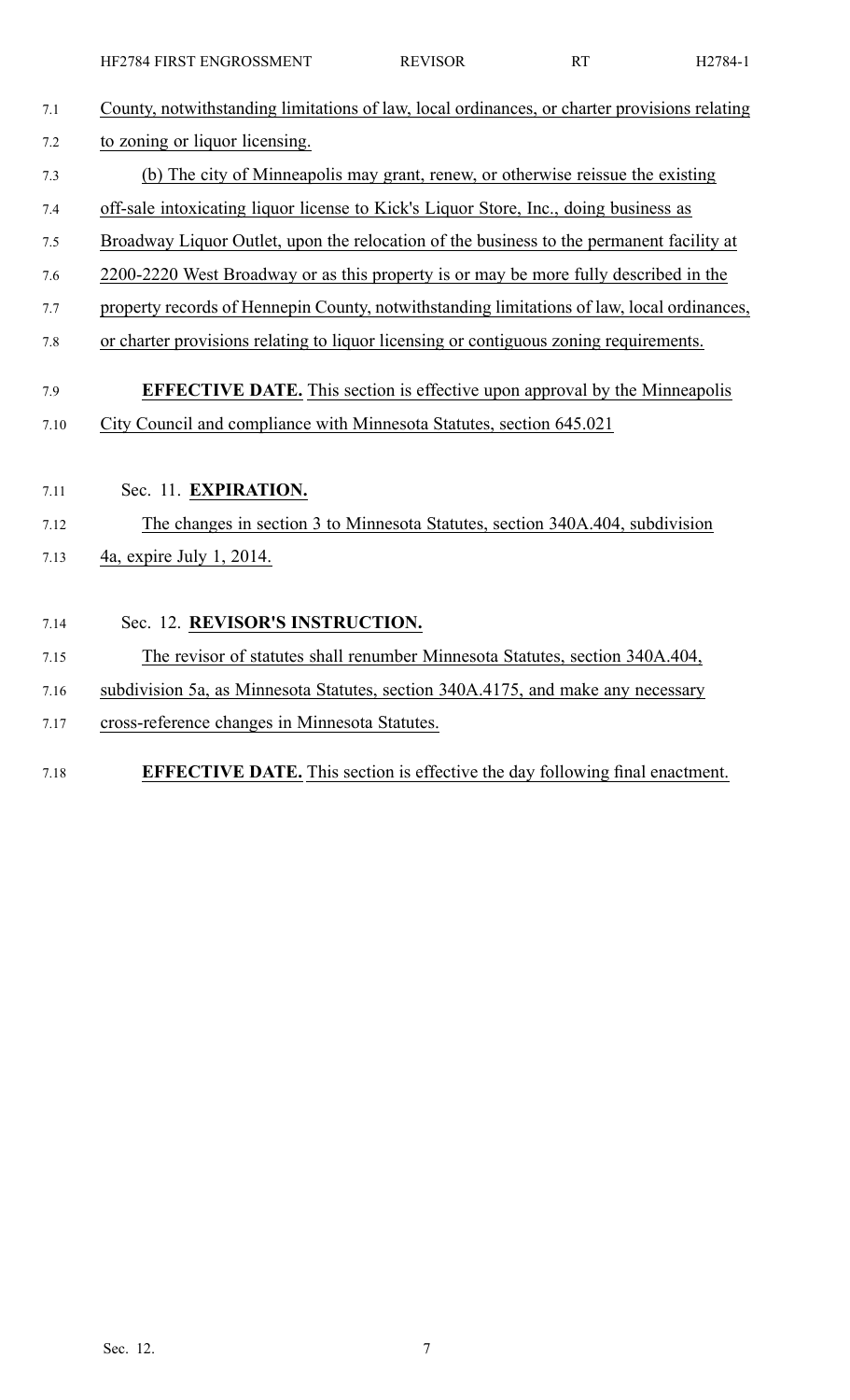County, notwithstanding limitations of law, local ordinances, or charter provisions relating to zoning or liquor licensing.

(b) The city of Minneapolis may grant, renew, or otherwise reissue the existing off-sale intoxicating liquor license to Kick's Liquor Store, Inc., doing business as Broadway Liquor Outlet, upon the relocation of the business to the permanent facility at 2200-2220 West Broadway or as this property is or may be more fully described in the property records of Hennepin County, notwithstanding limitations of law, local ordinances, or charter provisions relating to liquor licensing or contiguous zoning requirements.

**EFFECTIVE DATE.** This section is effective upon approval by the Minneapolis City Council and compliance with Minnesota Statutes, section 645.021

Sec. 11. **EXPIRATION.**

The changes in section 3 to Minnesota Statutes, section 340A.404, subdivision 4a, expire July 1, 2014.

Sec. 12. **REVISOR'S INSTRUCTION.**

The revisor of statutes shall renumber Minnesota Statutes, section 340A.404, subdivision 5a, as Minnesota Statutes, section 340A.4175, and make any necessary cross-reference changes in Minnesota Statutes.

**EFFECTIVE DATE.** This section is effective the day following final enactment.